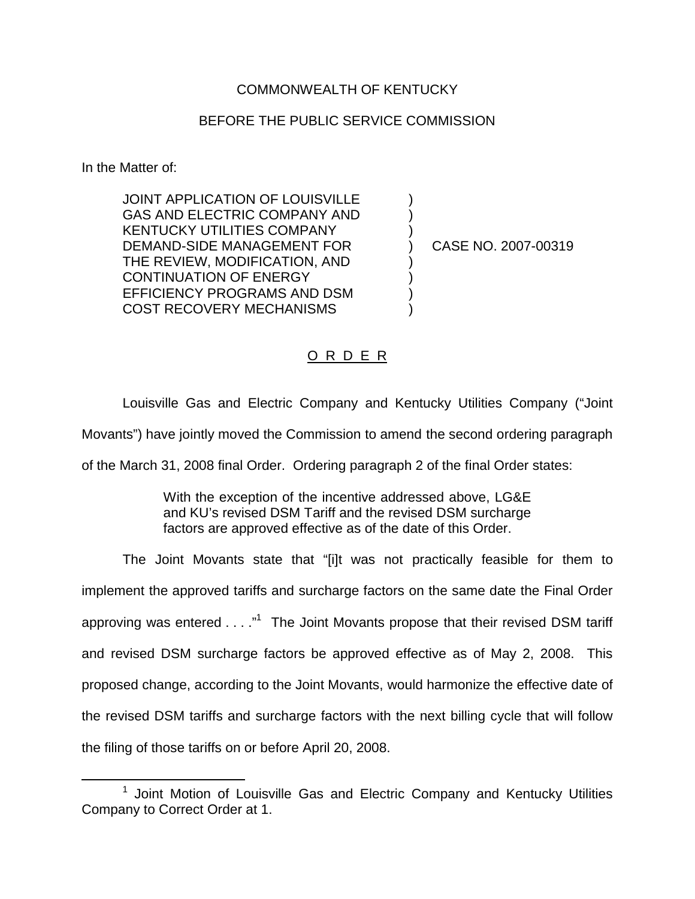COMMONWEALTH OF KENTUCKY

BEFORE THE PUBLIC SERVICE COMMISSION

In the Matter of:

| | | |
|---|---|---|
| JOINT APPLICATION OF LOUISVILLE GAS AND ELECTRIC COMPANY AND KENTUCKY UTILITIES COMPANY DEMAND-SIDE MANAGEMENT FOR THE REVIEW, MODIFICATION, AND CONTINUATION OF ENERGY EFFICIENCY PROGRAMS AND DSM COST RECOVERY MECHANISMS | ) | CASE NO. 2007-00319 |

## O R D E R

Louisville Gas and Electric Company and Kentucky Utilities Company ("Joint Movants") have jointly moved the Commission to amend the second ordering paragraph of the March 31, 2008 final Order. Ordering paragraph 2 of the final Order states:

> With the exception of the incentive addressed above, LG&E and KU's revised DSM Tariff and the revised DSM surcharge factors are approved effective as of the date of this Order.

The Joint Movants state that "[i]t was not practically feasible for them to implement the approved tariffs and surcharge factors on the same date the Final Order approving was entered . . . ."[1] The Joint Movants propose that their revised DSM tariff and revised DSM surcharge factors be approved effective as of May 2, 2008. This proposed change, according to the Joint Movants, would harmonize the effective date of the revised DSM tariffs and surcharge factors with the next billing cycle that will follow the filing of those tariffs on or before April 20, 2008.

[1] Joint Motion of Louisville Gas and Electric Company and Kentucky Utilities Company to Correct Order at 1.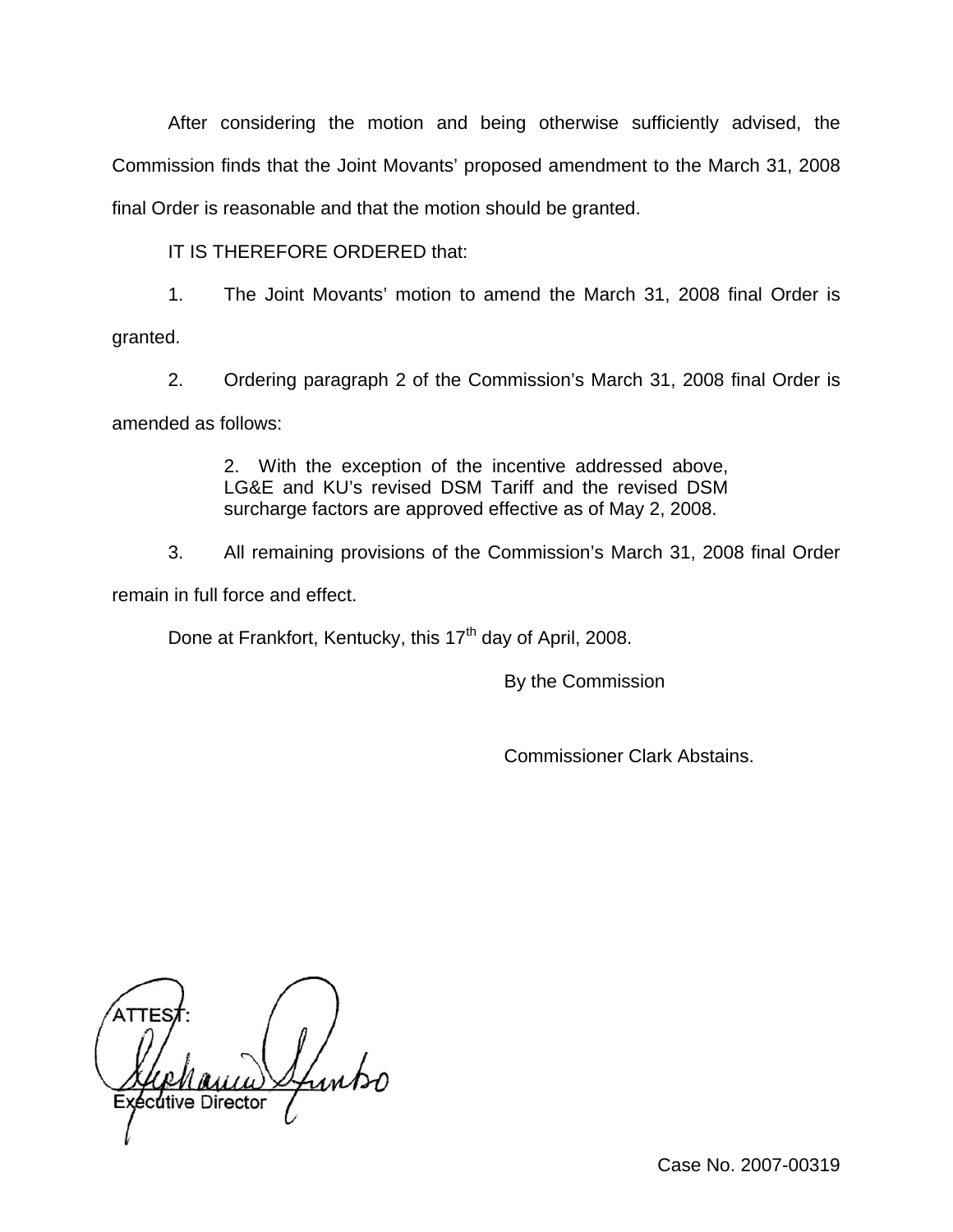After considering the motion and being otherwise sufficiently advised, the Commission finds that the Joint Movants' proposed amendment to the March 31, 2008 final Order is reasonable and that the motion should be granted.

IT IS THEREFORE ORDERED that:

1. The Joint Movants' motion to amend the March 31, 2008 final Order is granted.

2. Ordering paragraph 2 of the Commission's March 31, 2008 final Order is amended as follows:

> 2. With the exception of the incentive addressed above, LG&E and KU's revised DSM Tariff and the revised DSM surcharge factors are approved effective as of May 2, 2008.

3. All remaining provisions of the Commission's March 31, 2008 final Order remain in full force and effect.

Done at Frankfort, Kentucky, this 17th day of April, 2008.

By the Commission

Commissioner Clark Abstains.

ATTEST:

Executive Director

Case No. 2007-00319